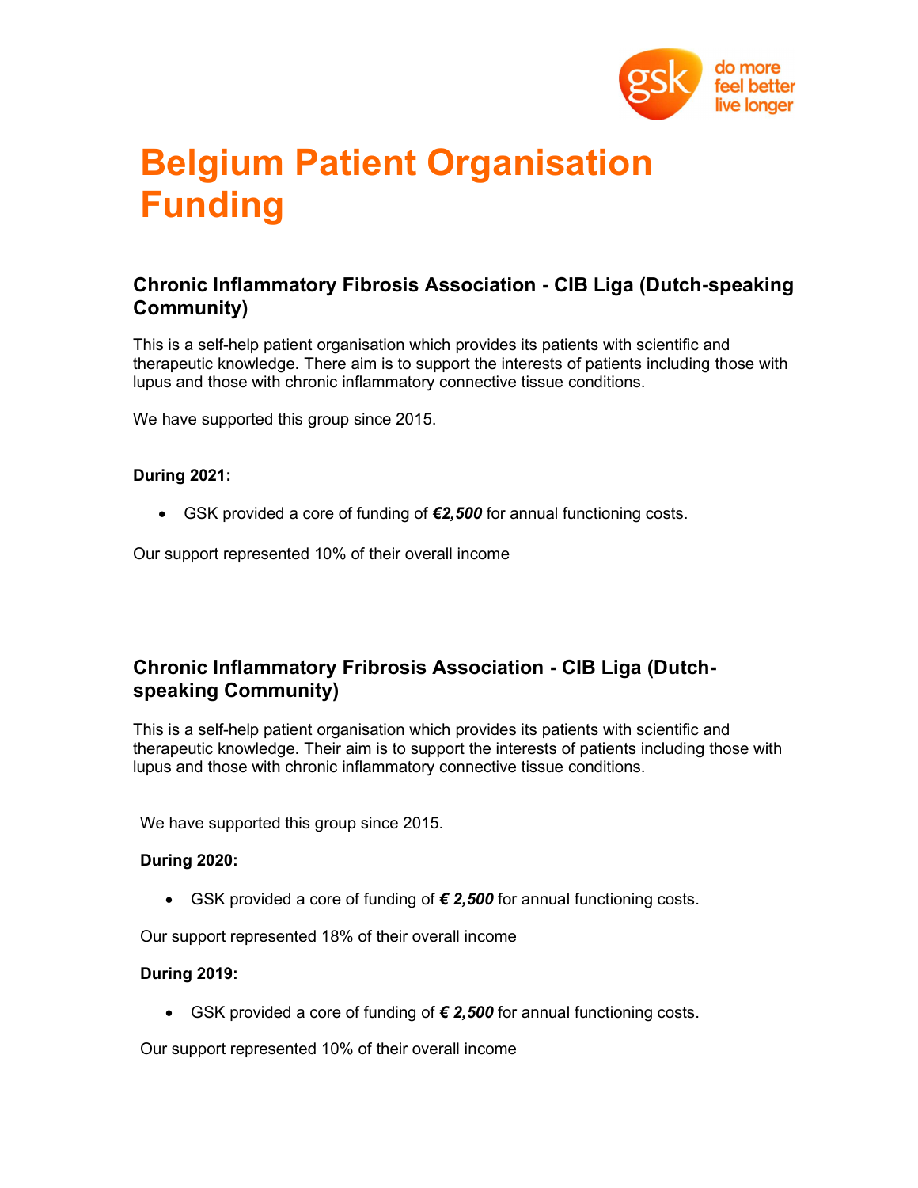# Belgium Patient Organisation Funding

### Chronic Inflammatory Fibrosis Association - CIB Liga (Dutch-speaking Community)

This is a self-help patient organisation which provides its patients with scientific and therapeutic knowledge. There aim is to support the interests of patients including those with lupus and those with chronic inflammatory connective tissue conditions.

We have supported this group since 2015.

**During 2021:**

- GSK provided a core of funding of ***€2,500*** for annual functioning costs.

Our support represented 10% of their overall income

### Chronic Inflammatory Fribrosis Association - CIB Liga (Dutch-speaking Community)

This is a self-help patient organisation which provides its patients with scientific and therapeutic knowledge. Their aim is to support the interests of patients including those with lupus and those with chronic inflammatory connective tissue conditions.

We have supported this group since 2015.

**During 2020:**

- GSK provided a core of funding of ***€ 2,500*** for annual functioning costs.

Our support represented 18% of their overall income

**During 2019:**

- GSK provided a core of funding of ***€ 2,500*** for annual functioning costs.

Our support represented 10% of their overall income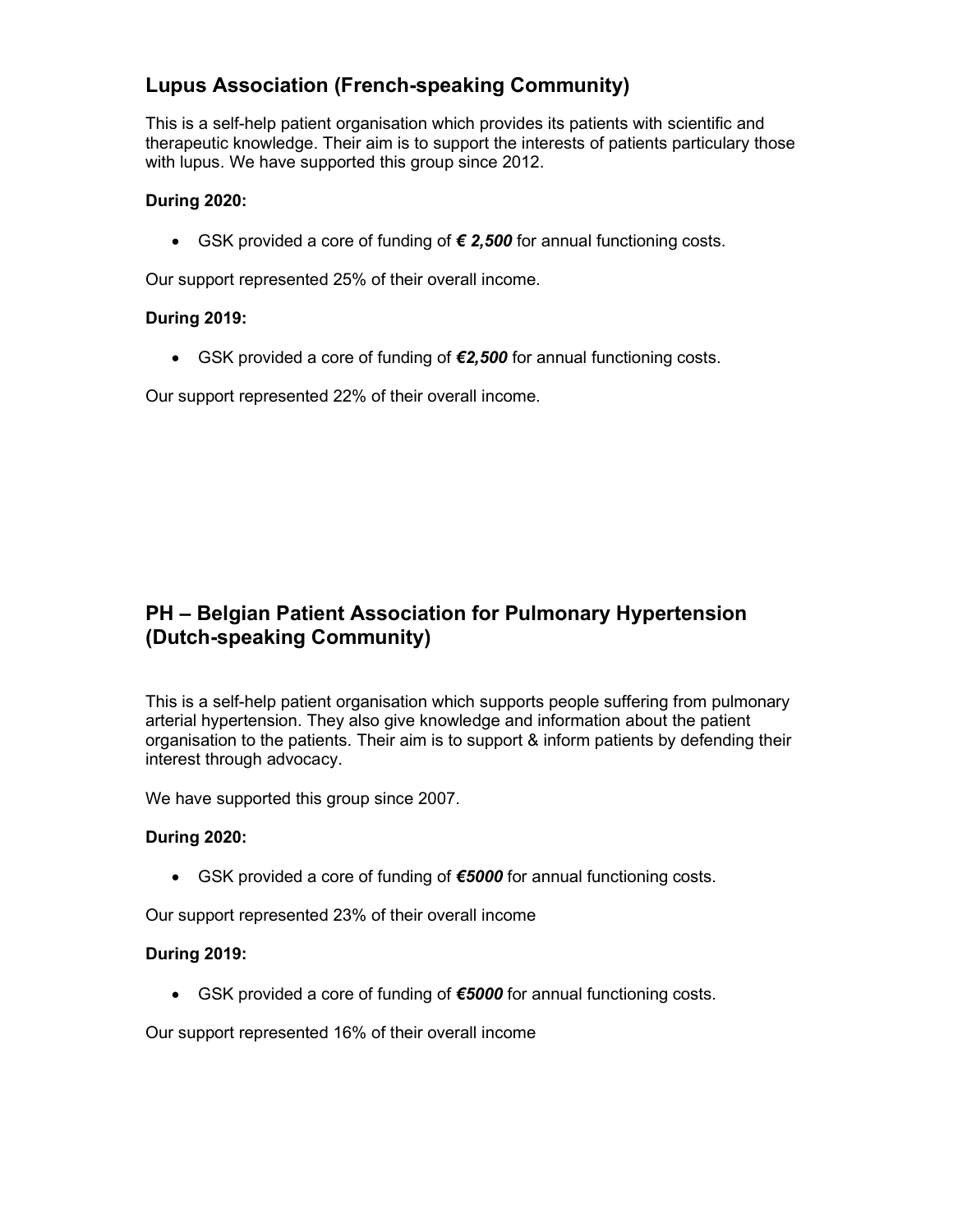## Lupus Association (French-speaking Community)

This is a self-help patient organisation which provides its patients with scientific and therapeutic knowledge. Their aim is to support the interests of patients particulary those with lupus. We have supported this group since 2012.

**During 2020:**

- GSK provided a core of funding of ***€ 2,500*** for annual functioning costs.

Our support represented 25% of their overall income.

**During 2019:**

- GSK provided a core of funding of ***€2,500*** for annual functioning costs.

Our support represented 22% of their overall income.

## PH – Belgian Patient Association for Pulmonary Hypertension (Dutch-speaking Community)

This is a self-help patient organisation which supports people suffering from pulmonary arterial hypertension. They also give knowledge and information about the patient organisation to the patients. Their aim is to support & inform patients by defending their interest through advocacy.

We have supported this group since 2007.

**During 2020:**

- GSK provided a core of funding of ***€5000*** for annual functioning costs.

Our support represented 23% of their overall income

**During 2019:**

- GSK provided a core of funding of ***€5000*** for annual functioning costs.

Our support represented 16% of their overall income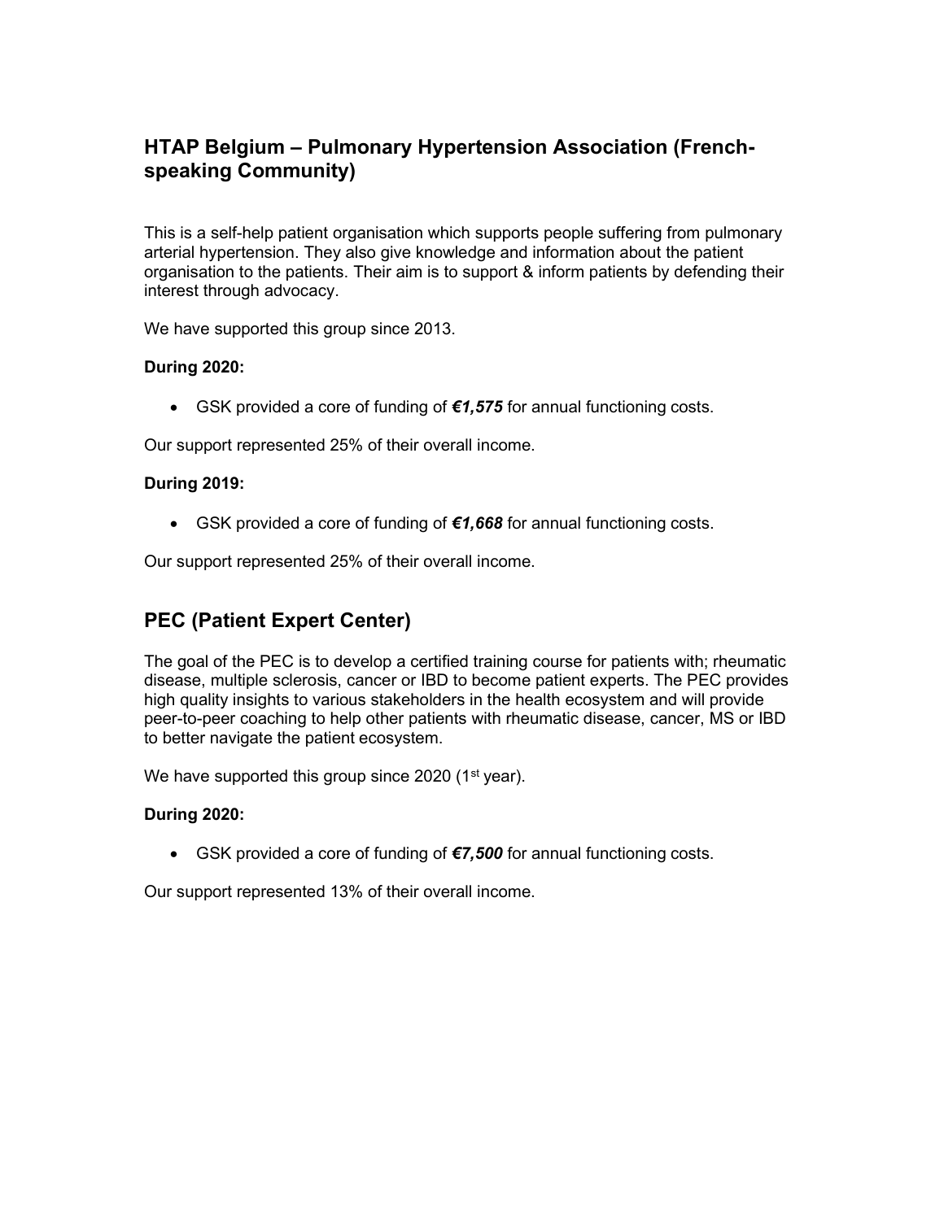## HTAP Belgium – Pulmonary Hypertension Association (French-speaking Community)

This is a self-help patient organisation which supports people suffering from pulmonary arterial hypertension. They also give knowledge and information about the patient organisation to the patients. Their aim is to support & inform patients by defending their interest through advocacy.

We have supported this group since 2013.

**During 2020:**

- GSK provided a core of funding of ***€1,575*** for annual functioning costs.

Our support represented 25% of their overall income.

**During 2019:**

- GSK provided a core of funding of ***€1,668*** for annual functioning costs.

Our support represented 25% of their overall income.

## PEC (Patient Expert Center)

The goal of the PEC is to develop a certified training course for patients with; rheumatic disease, multiple sclerosis, cancer or IBD to become patient experts. The PEC provides high quality insights to various stakeholders in the health ecosystem and will provide peer-to-peer coaching to help other patients with rheumatic disease, cancer, MS or IBD to better navigate the patient ecosystem.

We have supported this group since 2020 (1st year).

**During 2020:**

- GSK provided a core of funding of ***€7,500*** for annual functioning costs.

Our support represented 13% of their overall income.